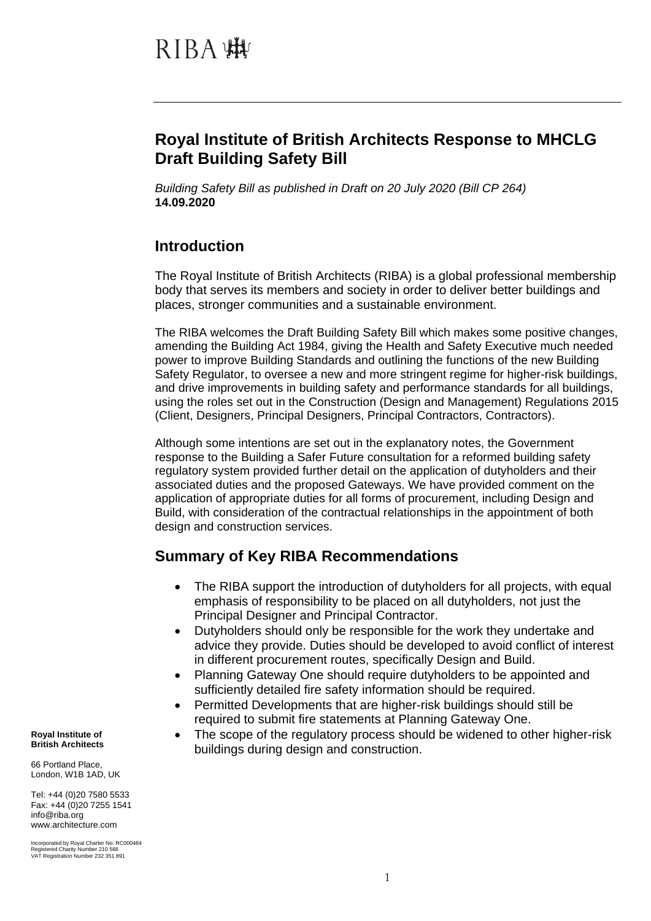RIBA

# Royal Institute of British Architects Response to MHCLG Draft Building Safety Bill

*Building Safety Bill as published in Draft on 20 July 2020 (Bill CP 264)*
**14.09.2020**

## Introduction

The Royal Institute of British Architects (RIBA) is a global professional membership body that serves its members and society in order to deliver better buildings and places, stronger communities and a sustainable environment.

The RIBA welcomes the Draft Building Safety Bill which makes some positive changes, amending the Building Act 1984, giving the Health and Safety Executive much needed power to improve Building Standards and outlining the functions of the new Building Safety Regulator, to oversee a new and more stringent regime for higher-risk buildings, and drive improvements in building safety and performance standards for all buildings, using the roles set out in the Construction (Design and Management) Regulations 2015 (Client, Designers, Principal Designers, Principal Contractors, Contractors).

Although some intentions are set out in the explanatory notes, the Government response to the Building a Safer Future consultation for a reformed building safety regulatory system provided further detail on the application of dutyholders and their associated duties and the proposed Gateways. We have provided comment on the application of appropriate duties for all forms of procurement, including Design and Build, with consideration of the contractual relationships in the appointment of both design and construction services.

## Summary of Key RIBA Recommendations

- The RIBA support the introduction of dutyholders for all projects, with equal emphasis of responsibility to be placed on all dutyholders, not just the Principal Designer and Principal Contractor.
- Dutyholders should only be responsible for the work they undertake and advice they provide. Duties should be developed to avoid conflict of interest in different procurement routes, specifically Design and Build.
- Planning Gateway One should require dutyholders to be appointed and sufficiently detailed fire safety information should be required.
- Permitted Developments that are higher-risk buildings should still be required to submit fire statements at Planning Gateway One.
- The scope of the regulatory process should be widened to other higher-risk buildings during design and construction.

**Royal Institute of British Architects**

66 Portland Place,
London, W1B 1AD, UK

Tel: +44 (0)20 7580 5533
Fax: +44 (0)20 7255 1541
info@riba.org
www.architecture.com

Incorporated by Royal Charter No: RC000484
Registered Charity Number 210 566
VAT Registration Number 232 351 891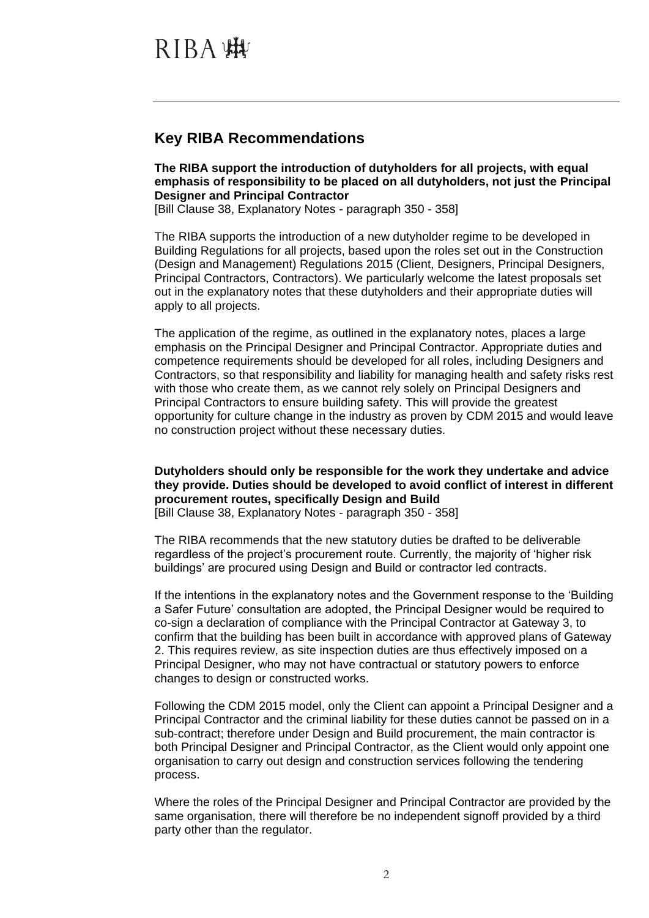## Key RIBA Recommendations

**The RIBA support the introduction of dutyholders for all projects, with equal emphasis of responsibility to be placed on all dutyholders, not just the Principal Designer and Principal Contractor**
[Bill Clause 38, Explanatory Notes - paragraph 350 - 358]

The RIBA supports the introduction of a new dutyholder regime to be developed in Building Regulations for all projects, based upon the roles set out in the Construction (Design and Management) Regulations 2015 (Client, Designers, Principal Designers, Principal Contractors, Contractors). We particularly welcome the latest proposals set out in the explanatory notes that these dutyholders and their appropriate duties will apply to all projects.

The application of the regime, as outlined in the explanatory notes, places a large emphasis on the Principal Designer and Principal Contractor. Appropriate duties and competence requirements should be developed for all roles, including Designers and Contractors, so that responsibility and liability for managing health and safety risks rest with those who create them, as we cannot rely solely on Principal Designers and Principal Contractors to ensure building safety. This will provide the greatest opportunity for culture change in the industry as proven by CDM 2015 and would leave no construction project without these necessary duties.

**Dutyholders should only be responsible for the work they undertake and advice they provide. Duties should be developed to avoid conflict of interest in different procurement routes, specifically Design and Build**
[Bill Clause 38, Explanatory Notes - paragraph 350 - 358]

The RIBA recommends that the new statutory duties be drafted to be deliverable regardless of the project's procurement route. Currently, the majority of 'higher risk buildings' are procured using Design and Build or contractor led contracts.

If the intentions in the explanatory notes and the Government response to the 'Building a Safer Future' consultation are adopted, the Principal Designer would be required to co-sign a declaration of compliance with the Principal Contractor at Gateway 3, to confirm that the building has been built in accordance with approved plans of Gateway 2. This requires review, as site inspection duties are thus effectively imposed on a Principal Designer, who may not have contractual or statutory powers to enforce changes to design or constructed works.

Following the CDM 2015 model, only the Client can appoint a Principal Designer and a Principal Contractor and the criminal liability for these duties cannot be passed on in a sub-contract; therefore under Design and Build procurement, the main contractor is both Principal Designer and Principal Contractor, as the Client would only appoint one organisation to carry out design and construction services following the tendering process.

Where the roles of the Principal Designer and Principal Contractor are provided by the same organisation, there will therefore be no independent signoff provided by a third party other than the regulator.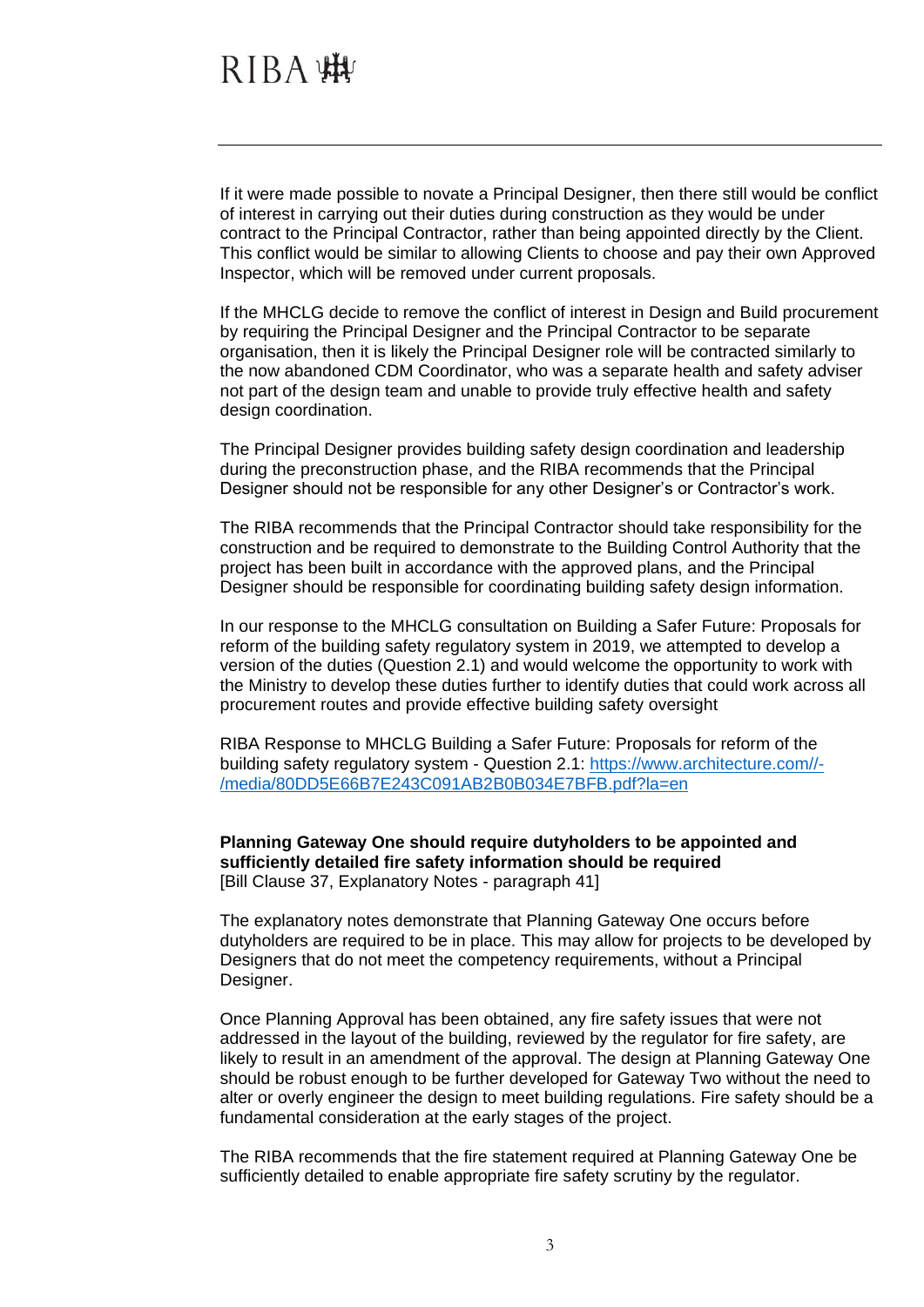If it were made possible to novate a Principal Designer, then there still would be conflict of interest in carrying out their duties during construction as they would be under contract to the Principal Contractor, rather than being appointed directly by the Client. This conflict would be similar to allowing Clients to choose and pay their own Approved Inspector, which will be removed under current proposals.

If the MHCLG decide to remove the conflict of interest in Design and Build procurement by requiring the Principal Designer and the Principal Contractor to be separate organisation, then it is likely the Principal Designer role will be contracted similarly to the now abandoned CDM Coordinator, who was a separate health and safety adviser not part of the design team and unable to provide truly effective health and safety design coordination.

The Principal Designer provides building safety design coordination and leadership during the preconstruction phase, and the RIBA recommends that the Principal Designer should not be responsible for any other Designer's or Contractor's work.

The RIBA recommends that the Principal Contractor should take responsibility for the construction and be required to demonstrate to the Building Control Authority that the project has been built in accordance with the approved plans, and the Principal Designer should be responsible for coordinating building safety design information.

In our response to the MHCLG consultation on Building a Safer Future: Proposals for reform of the building safety regulatory system in 2019, we attempted to develop a version of the duties (Question 2.1) and would welcome the opportunity to work with the Ministry to develop these duties further to identify duties that could work across all procurement routes and provide effective building safety oversight

RIBA Response to MHCLG Building a Safer Future: Proposals for reform of the building safety regulatory system - Question 2.1: [https://www.architecture.com/-/media/80DD5E66B7E243C091AB2B0B034E7BFB.pdf?la=en](https://www.architecture.com/-/media/80DD5E66B7E243C091AB2B0B034E7BFB.pdf?la=en)

**Planning Gateway One should require dutyholders to be appointed and sufficiently detailed fire safety information should be required**
[Bill Clause 37, Explanatory Notes - paragraph 41]

The explanatory notes demonstrate that Planning Gateway One occurs before dutyholders are required to be in place. This may allow for projects to be developed by Designers that do not meet the competency requirements, without a Principal Designer.

Once Planning Approval has been obtained, any fire safety issues that were not addressed in the layout of the building, reviewed by the regulator for fire safety, are likely to result in an amendment of the approval. The design at Planning Gateway One should be robust enough to be further developed for Gateway Two without the need to alter or overly engineer the design to meet building regulations. Fire safety should be a fundamental consideration at the early stages of the project.

The RIBA recommends that the fire statement required at Planning Gateway One be sufficiently detailed to enable appropriate fire safety scrutiny by the regulator.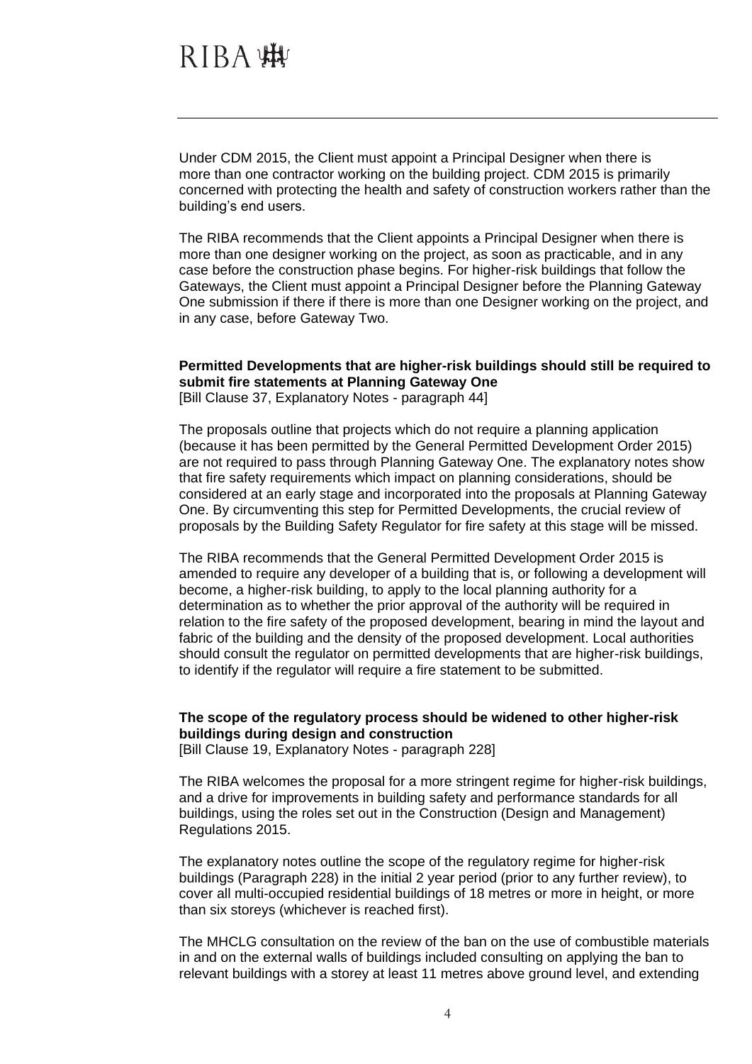Under CDM 2015, the Client must appoint a Principal Designer when there is more than one contractor working on the building project. CDM 2015 is primarily concerned with protecting the health and safety of construction workers rather than the building's end users.

The RIBA recommends that the Client appoints a Principal Designer when there is more than one designer working on the project, as soon as practicable, and in any case before the construction phase begins. For higher-risk buildings that follow the Gateways, the Client must appoint a Principal Designer before the Planning Gateway One submission if there if there is more than one Designer working on the project, and in any case, before Gateway Two.

**Permitted Developments that are higher-risk buildings should still be required to submit fire statements at Planning Gateway One**
[Bill Clause 37, Explanatory Notes - paragraph 44]

The proposals outline that projects which do not require a planning application (because it has been permitted by the General Permitted Development Order 2015) are not required to pass through Planning Gateway One. The explanatory notes show that fire safety requirements which impact on planning considerations, should be considered at an early stage and incorporated into the proposals at Planning Gateway One. By circumventing this step for Permitted Developments, the crucial review of proposals by the Building Safety Regulator for fire safety at this stage will be missed.

The RIBA recommends that the General Permitted Development Order 2015 is amended to require any developer of a building that is, or following a development will become, a higher-risk building, to apply to the local planning authority for a determination as to whether the prior approval of the authority will be required in relation to the fire safety of the proposed development, bearing in mind the layout and fabric of the building and the density of the proposed development. Local authorities should consult the regulator on permitted developments that are higher-risk buildings, to identify if the regulator will require a fire statement to be submitted.

**The scope of the regulatory process should be widened to other higher-risk buildings during design and construction**
[Bill Clause 19, Explanatory Notes - paragraph 228]

The RIBA welcomes the proposal for a more stringent regime for higher-risk buildings, and a drive for improvements in building safety and performance standards for all buildings, using the roles set out in the Construction (Design and Management) Regulations 2015.

The explanatory notes outline the scope of the regulatory regime for higher-risk buildings (Paragraph 228) in the initial 2 year period (prior to any further review), to cover all multi-occupied residential buildings of 18 metres or more in height, or more than six storeys (whichever is reached first).

The MHCLG consultation on the review of the ban on the use of combustible materials in and on the external walls of buildings included consulting on applying the ban to relevant buildings with a storey at least 11 metres above ground level, and extending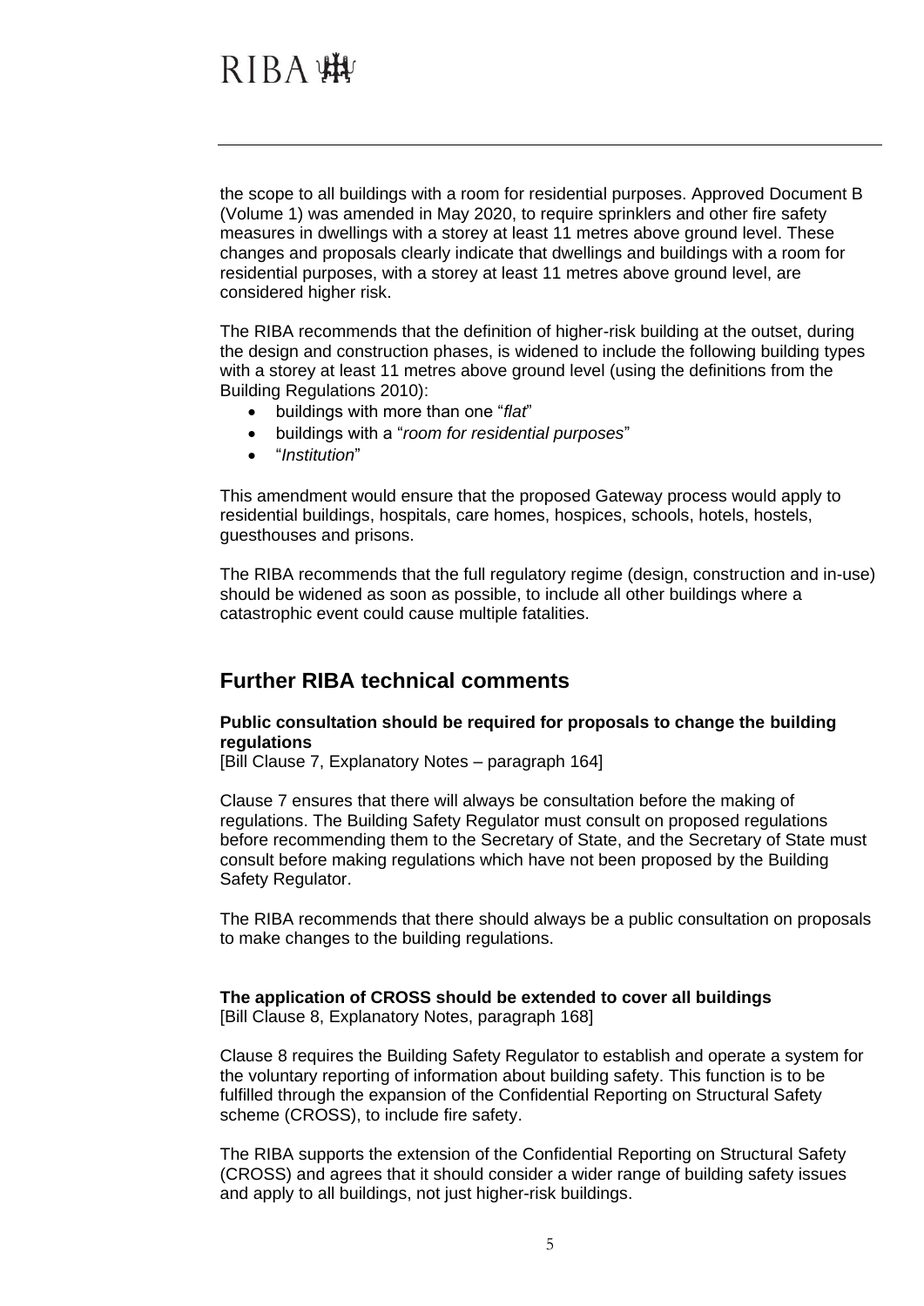the scope to all buildings with a room for residential purposes. Approved Document B (Volume 1) was amended in May 2020, to require sprinklers and other fire safety measures in dwellings with a storey at least 11 metres above ground level. These changes and proposals clearly indicate that dwellings and buildings with a room for residential purposes, with a storey at least 11 metres above ground level, are considered higher risk.

The RIBA recommends that the definition of higher-risk building at the outset, during the design and construction phases, is widened to include the following building types with a storey at least 11 metres above ground level (using the definitions from the Building Regulations 2010):

- buildings with more than one "*flat*"
- buildings with a "*room for residential purposes*"
- "*Institution*"

This amendment would ensure that the proposed Gateway process would apply to residential buildings, hospitals, care homes, hospices, schools, hotels, hostels, guesthouses and prisons.

The RIBA recommends that the full regulatory regime (design, construction and in-use) should be widened as soon as possible, to include all other buildings where a catastrophic event could cause multiple fatalities.

## Further RIBA technical comments

**Public consultation should be required for proposals to change the building regulations**
[Bill Clause 7, Explanatory Notes – paragraph 164]

Clause 7 ensures that there will always be consultation before the making of regulations. The Building Safety Regulator must consult on proposed regulations before recommending them to the Secretary of State, and the Secretary of State must consult before making regulations which have not been proposed by the Building Safety Regulator.

The RIBA recommends that there should always be a public consultation on proposals to make changes to the building regulations.

**The application of CROSS should be extended to cover all buildings**
[Bill Clause 8, Explanatory Notes, paragraph 168]

Clause 8 requires the Building Safety Regulator to establish and operate a system for the voluntary reporting of information about building safety. This function is to be fulfilled through the expansion of the Confidential Reporting on Structural Safety scheme (CROSS), to include fire safety.

The RIBA supports the extension of the Confidential Reporting on Structural Safety (CROSS) and agrees that it should consider a wider range of building safety issues and apply to all buildings, not just higher-risk buildings.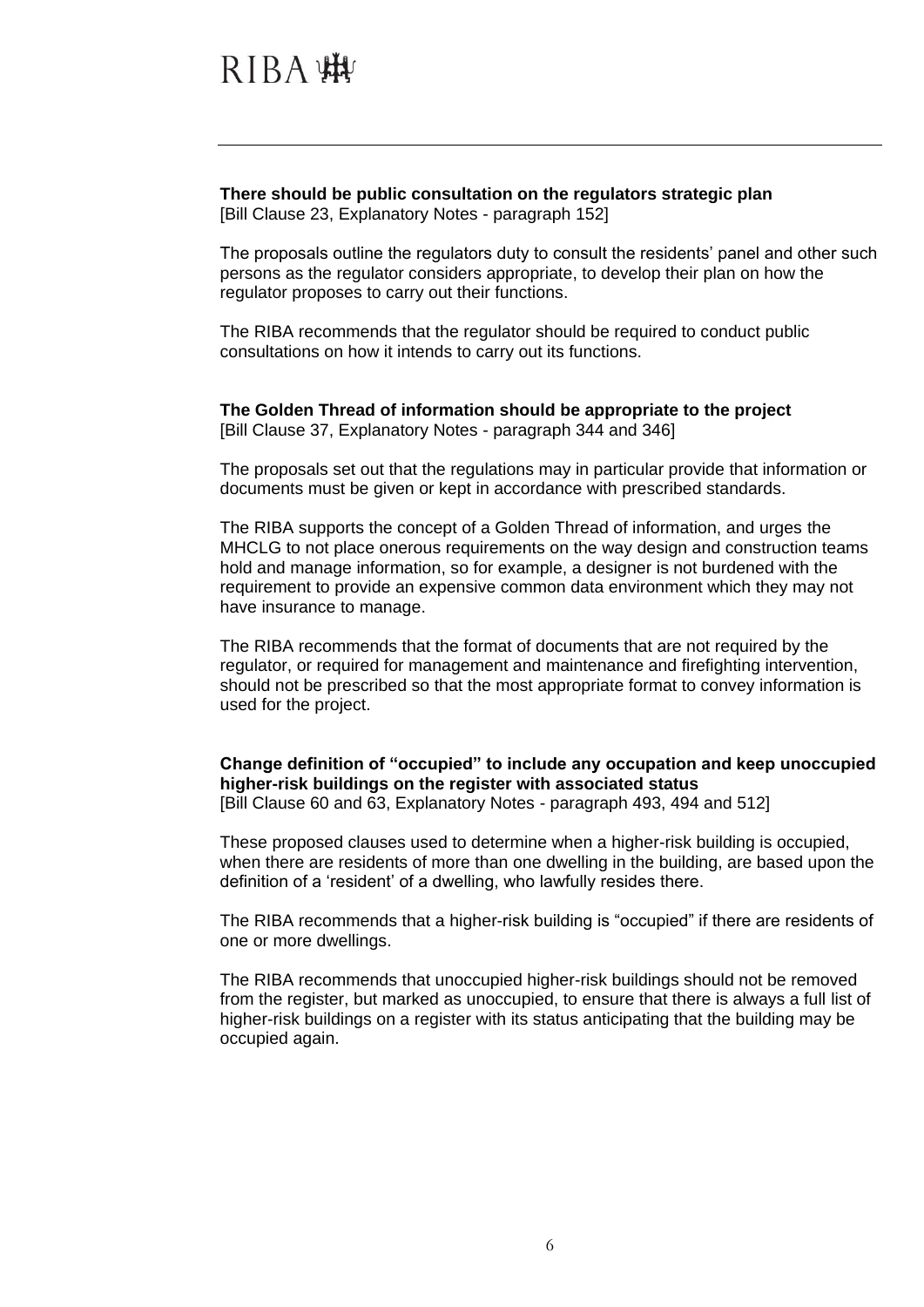**There should be public consultation on the regulators strategic plan**
[Bill Clause 23, Explanatory Notes - paragraph 152]

The proposals outline the regulators duty to consult the residents' panel and other such persons as the regulator considers appropriate, to develop their plan on how the regulator proposes to carry out their functions.

The RIBA recommends that the regulator should be required to conduct public consultations on how it intends to carry out its functions.

**The Golden Thread of information should be appropriate to the project**
[Bill Clause 37, Explanatory Notes - paragraph 344 and 346]

The proposals set out that the regulations may in particular provide that information or documents must be given or kept in accordance with prescribed standards.

The RIBA supports the concept of a Golden Thread of information, and urges the MHCLG to not place onerous requirements on the way design and construction teams hold and manage information, so for example, a designer is not burdened with the requirement to provide an expensive common data environment which they may not have insurance to manage.

The RIBA recommends that the format of documents that are not required by the regulator, or required for management and maintenance and firefighting intervention, should not be prescribed so that the most appropriate format to convey information is used for the project.

**Change definition of "occupied" to include any occupation and keep unoccupied higher-risk buildings on the register with associated status**
[Bill Clause 60 and 63, Explanatory Notes - paragraph 493, 494 and 512]

These proposed clauses used to determine when a higher-risk building is occupied, when there are residents of more than one dwelling in the building, are based upon the definition of a 'resident' of a dwelling, who lawfully resides there.

The RIBA recommends that a higher-risk building is "occupied" if there are residents of one or more dwellings.

The RIBA recommends that unoccupied higher-risk buildings should not be removed from the register, but marked as unoccupied, to ensure that there is always a full list of higher-risk buildings on a register with its status anticipating that the building may be occupied again.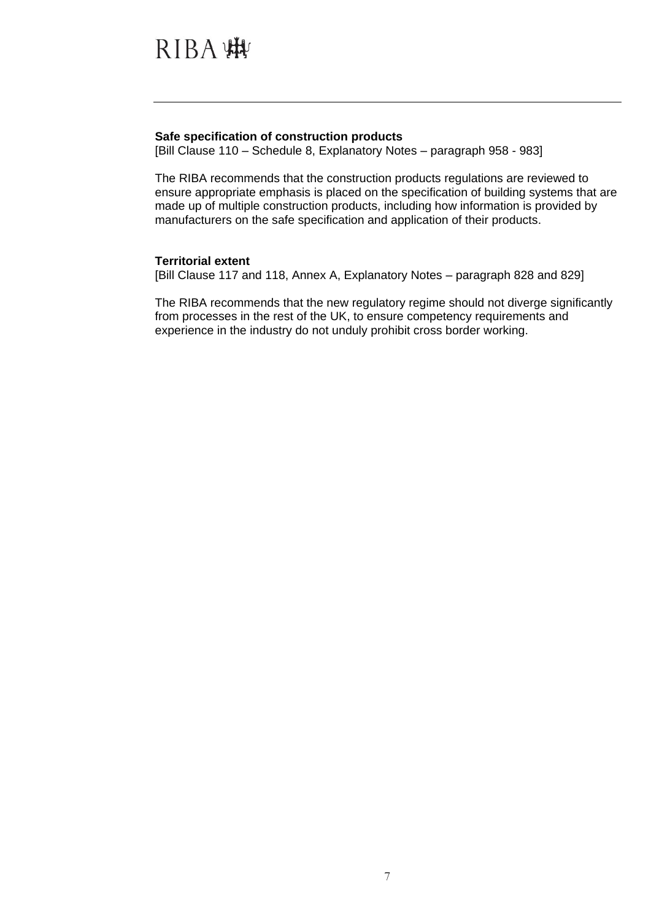**Safe specification of construction products**
[Bill Clause 110 – Schedule 8, Explanatory Notes – paragraph 958 - 983]

The RIBA recommends that the construction products regulations are reviewed to ensure appropriate emphasis is placed on the specification of building systems that are made up of multiple construction products, including how information is provided by manufacturers on the safe specification and application of their products.

**Territorial extent**
[Bill Clause 117 and 118, Annex A, Explanatory Notes – paragraph 828 and 829]

The RIBA recommends that the new regulatory regime should not diverge significantly from processes in the rest of the UK, to ensure competency requirements and experience in the industry do not unduly prohibit cross border working.